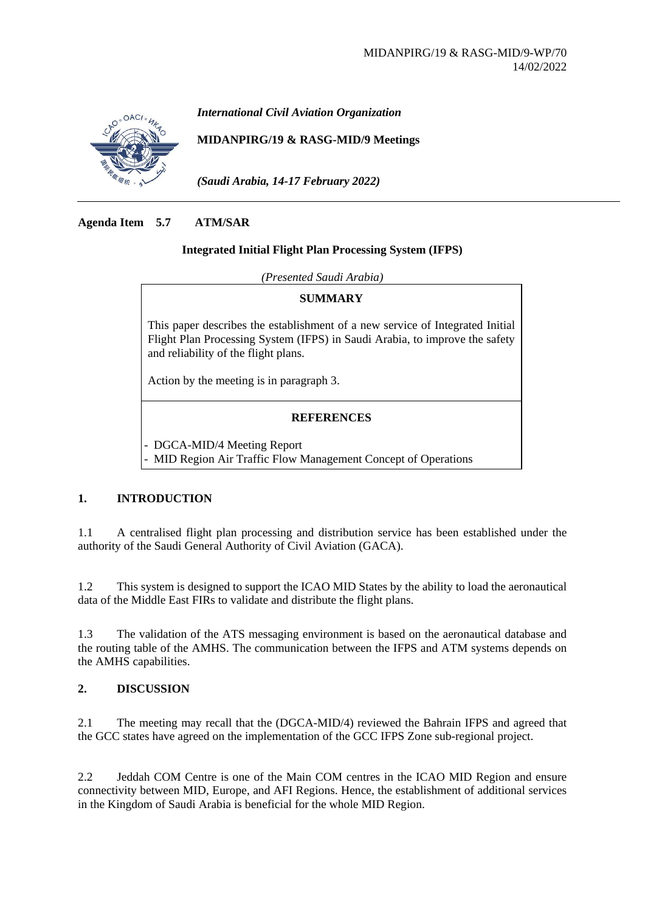MIDANPIRG/19 & RASG-MID/9-WP/70
14/02/2022

*International Civil Aviation Organization*

**MIDANPIRG/19 & RASG-MID/9 Meetings**

*(Saudi Arabia, 14-17 February 2022)*

---

**Agenda Item 5.7 ATM/SAR**

**Integrated Initial Flight Plan Processing System (IFPS)**

*(Presented Saudi Arabia)*

| **SUMMARY** |
|---|
| This paper describes the establishment of a new service of Integrated Initial Flight Plan Processing System (IFPS) in Saudi Arabia, to improve the safety and reliability of the flight plans.<br><br>Action by the meeting is in paragraph 3. |
| **REFERENCES** |
| - DGCA-MID/4 Meeting Report<br>- MID Region Air Traffic Flow Management Concept of Operations |

## 1. INTRODUCTION

1.1 A centralised flight plan processing and distribution service has been established under the authority of the Saudi General Authority of Civil Aviation (GACA).

1.2 This system is designed to support the ICAO MID States by the ability to load the aeronautical data of the Middle East FIRs to validate and distribute the flight plans.

1.3 The validation of the ATS messaging environment is based on the aeronautical database and the routing table of the AMHS. The communication between the IFPS and ATM systems depends on the AMHS capabilities.

## 2. DISCUSSION

2.1 The meeting may recall that the (DGCA-MID/4) reviewed the Bahrain IFPS and agreed that the GCC states have agreed on the implementation of the GCC IFPS Zone sub-regional project.

2.2 Jeddah COM Centre is one of the Main COM centres in the ICAO MID Region and ensure connectivity between MID, Europe, and AFI Regions. Hence, the establishment of additional services in the Kingdom of Saudi Arabia is beneficial for the whole MID Region.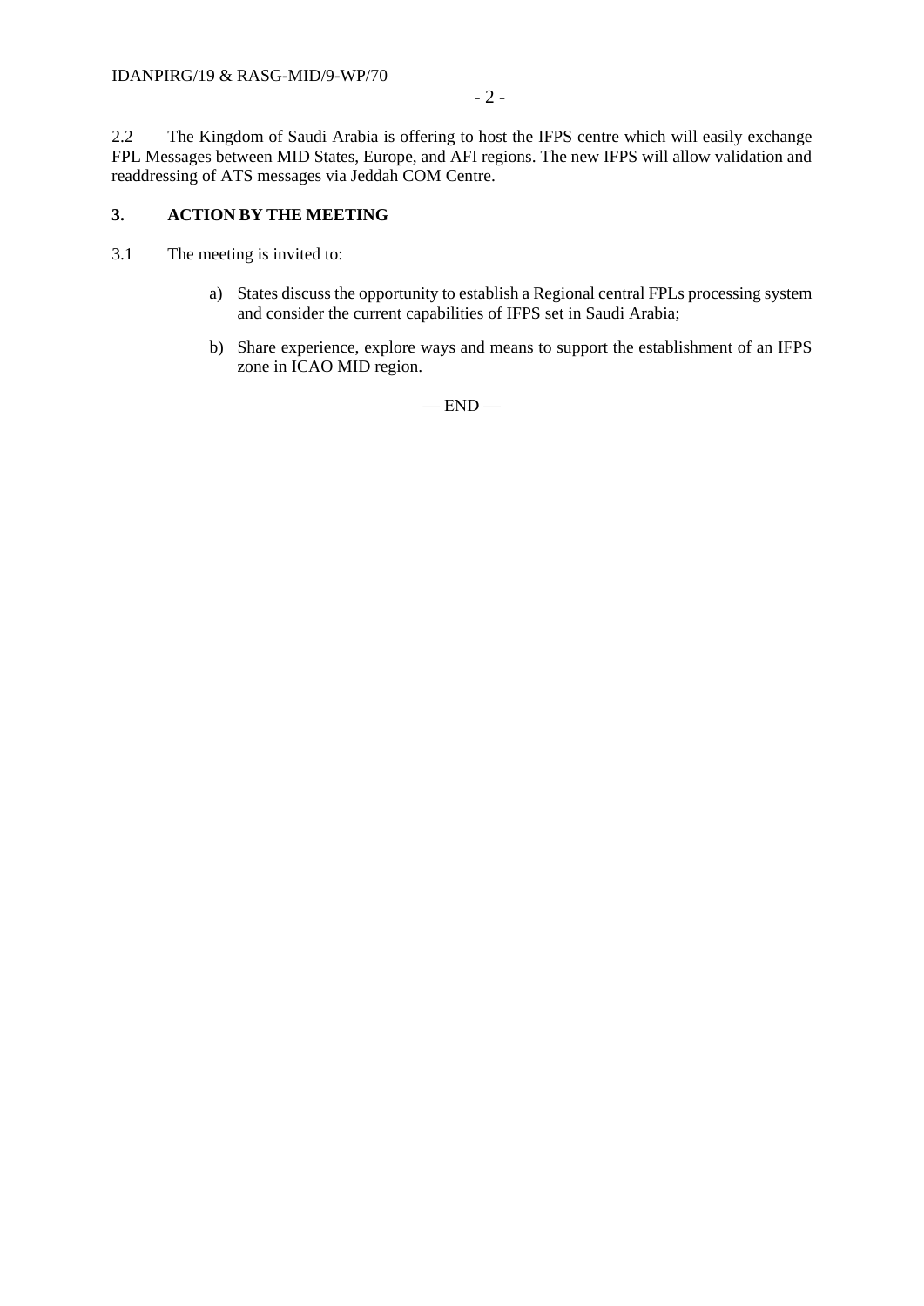2.2 The Kingdom of Saudi Arabia is offering to host the IFPS centre which will easily exchange FPL Messages between MID States, Europe, and AFI regions. The new IFPS will allow validation and readdressing of ATS messages via Jeddah COM Centre.

## 3. ACTION BY THE MEETING

3.1 The meeting is invited to:

a) States discuss the opportunity to establish a Regional central FPLs processing system and consider the current capabilities of IFPS set in Saudi Arabia;

b) Share experience, explore ways and means to support the establishment of an IFPS zone in ICAO MID region.

— END —